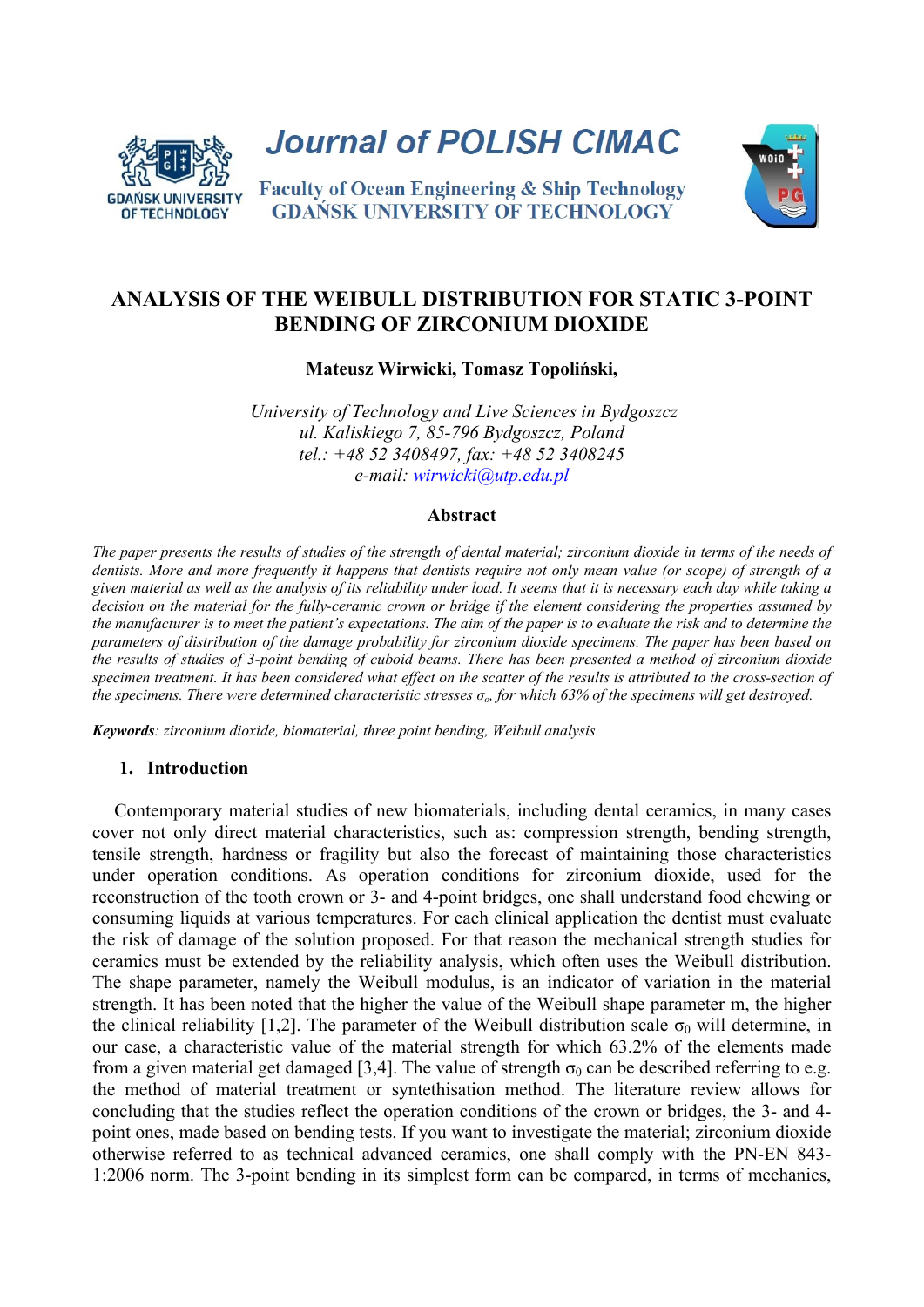Journal of POLISH CIMAC

Faculty of Ocean Engineering & Ship Technology
GDAŃSK UNIVERSITY OF TECHNOLOGY

# ANALYSIS OF THE WEIBULL DISTRIBUTION FOR STATIC 3-POINT BENDING OF ZIRCONIUM DIOXIDE

**Mateusz Wirwicki, Tomasz Topoliński,**

*University of Technology and Live Sciences in Bydgoszcz*
*ul. Kaliskiego 7, 85-796 Bydgoszcz, Poland*
*tel.: +48 52 3408497, fax: +48 52 3408245*
*e-mail: wirwicki@utp.edu.pl*

## Abstract

*The paper presents the results of studies of the strength of dental material; zirconium dioxide in terms of the needs of dentists. More and more frequently it happens that dentists require not only mean value (or scope) of strength of a given material as well as the analysis of its reliability under load. It seems that it is necessary each day while taking a decision on the material for the fully-ceramic crown or bridge if the element considering the properties assumed by the manufacturer is to meet the patient's expectations. The aim of the paper is to evaluate the risk and to determine the parameters of distribution of the damage probability for zirconium dioxide specimens. The paper has been based on the results of studies of 3-point bending of cuboid beams. There has been presented a method of zirconium dioxide specimen treatment. It has been considered what effect on the scatter of the results is attributed to the cross-section of the specimens. There were determined characteristic stresses $\sigma_o$, for which 63% of the specimens will get destroyed.*

***Keywords**: zirconium dioxide, biomaterial, three point bending, Weibull analysis*

## 1. Introduction

Contemporary material studies of new biomaterials, including dental ceramics, in many cases cover not only direct material characteristics, such as: compression strength, bending strength, tensile strength, hardness or fragility but also the forecast of maintaining those characteristics under operation conditions. As operation conditions for zirconium dioxide, used for the reconstruction of the tooth crown or 3- and 4-point bridges, one shall understand food chewing or consuming liquids at various temperatures. For each clinical application the dentist must evaluate the risk of damage of the solution proposed. For that reason the mechanical strength studies for ceramics must be extended by the reliability analysis, which often uses the Weibull distribution. The shape parameter, namely the Weibull modulus, is an indicator of variation in the material strength. It has been noted that the higher the value of the Weibull shape parameter m, the higher the clinical reliability [1,2]. The parameter of the Weibull distribution scale $\sigma_0$ will determine, in our case, a characteristic value of the material strength for which 63.2% of the elements made from a given material get damaged [3,4]. The value of strength $\sigma_0$ can be described referring to e.g. the method of material treatment or syntethisation method. The literature review allows for concluding that the studies reflect the operation conditions of the crown or bridges, the 3- and 4-point ones, made based on bending tests. If you want to investigate the material; zirconium dioxide otherwise referred to as technical advanced ceramics, one shall comply with the PN-EN 843-1:2006 norm. The 3-point bending in its simplest form can be compared, in terms of mechanics,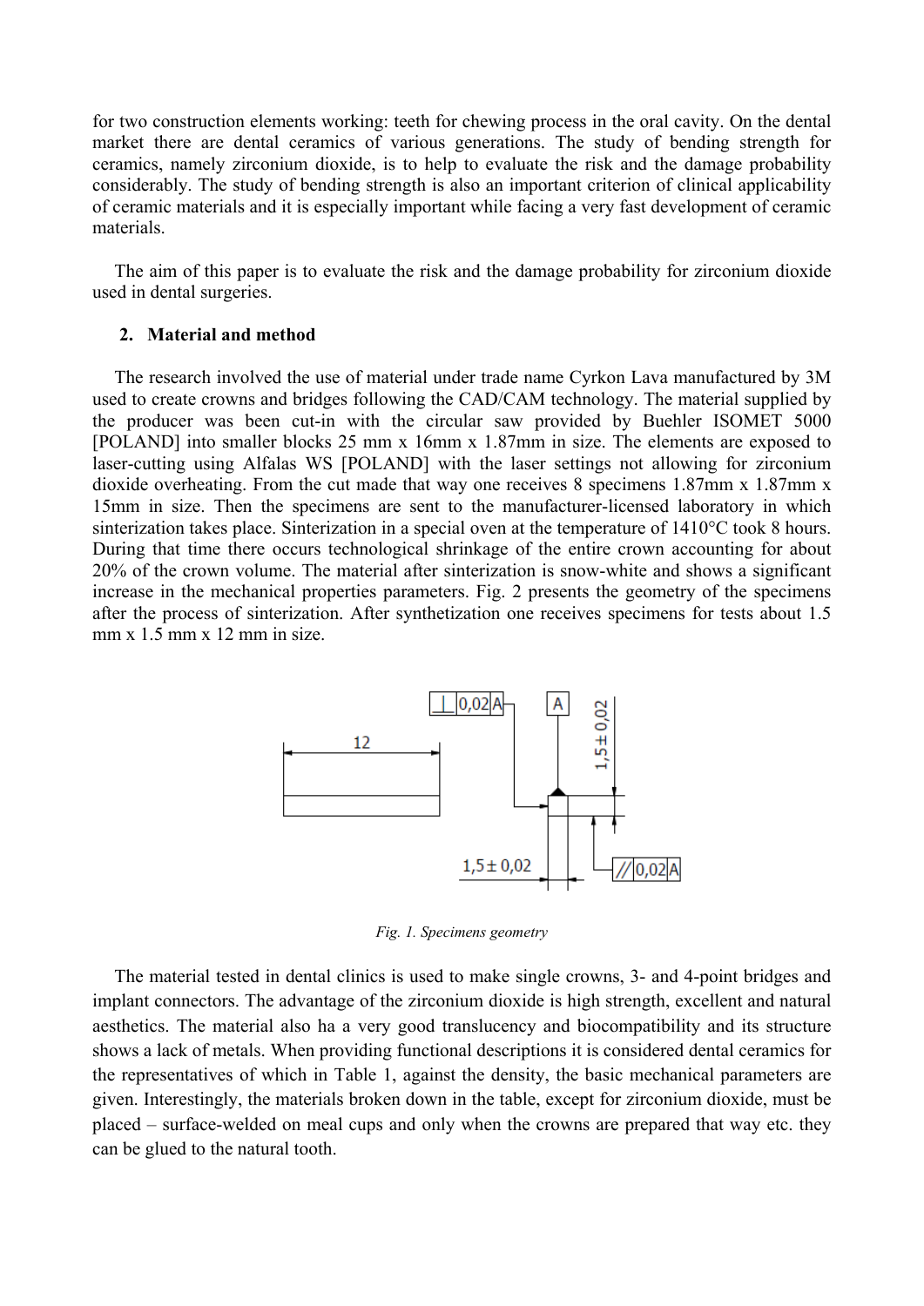for two construction elements working: teeth for chewing process in the oral cavity. On the dental market there are dental ceramics of various generations. The study of bending strength for ceramics, namely zirconium dioxide, is to help to evaluate the risk and the damage probability considerably. The study of bending strength is also an important criterion of clinical applicability of ceramic materials and it is especially important while facing a very fast development of ceramic materials.

The aim of this paper is to evaluate the risk and the damage probability for zirconium dioxide used in dental surgeries.

## 2. Material and method

The research involved the use of material under trade name Cyrkon Lava manufactured by 3M used to create crowns and bridges following the CAD/CAM technology. The material supplied by the producer was been cut-in with the circular saw provided by Buehler ISOMET 5000 [POLAND] into smaller blocks 25 mm x 16mm x 1.87mm in size. The elements are exposed to laser-cutting using Alfalas WS [POLAND] with the laser settings not allowing for zirconium dioxide overheating. From the cut made that way one receives 8 specimens 1.87mm x 1.87mm x 15mm in size. Then the specimens are sent to the manufacturer-licensed laboratory in which sinterization takes place. Sinterization in a special oven at the temperature of 1410°C took 8 hours. During that time there occurs technological shrinkage of the entire crown accounting for about 20% of the crown volume. The material after sinterization is snow-white and shows a significant increase in the mechanical properties parameters. Fig. 2 presents the geometry of the specimens after the process of sinterization. After synthetization one receives specimens for tests about 1.5 mm x 1.5 mm x 12 mm in size.

*Fig. 1. Specimens geometry*

The material tested in dental clinics is used to make single crowns, 3- and 4-point bridges and implant connectors. The advantage of the zirconium dioxide is high strength, excellent and natural aesthetics. The material also ha a very good translucency and biocompatibility and its structure shows a lack of metals. When providing functional descriptions it is considered dental ceramics for the representatives of which in Table 1, against the density, the basic mechanical parameters are given. Interestingly, the materials broken down in the table, except for zirconium dioxide, must be placed – surface-welded on meal cups and only when the crowns are prepared that way etc. they can be glued to the natural tooth.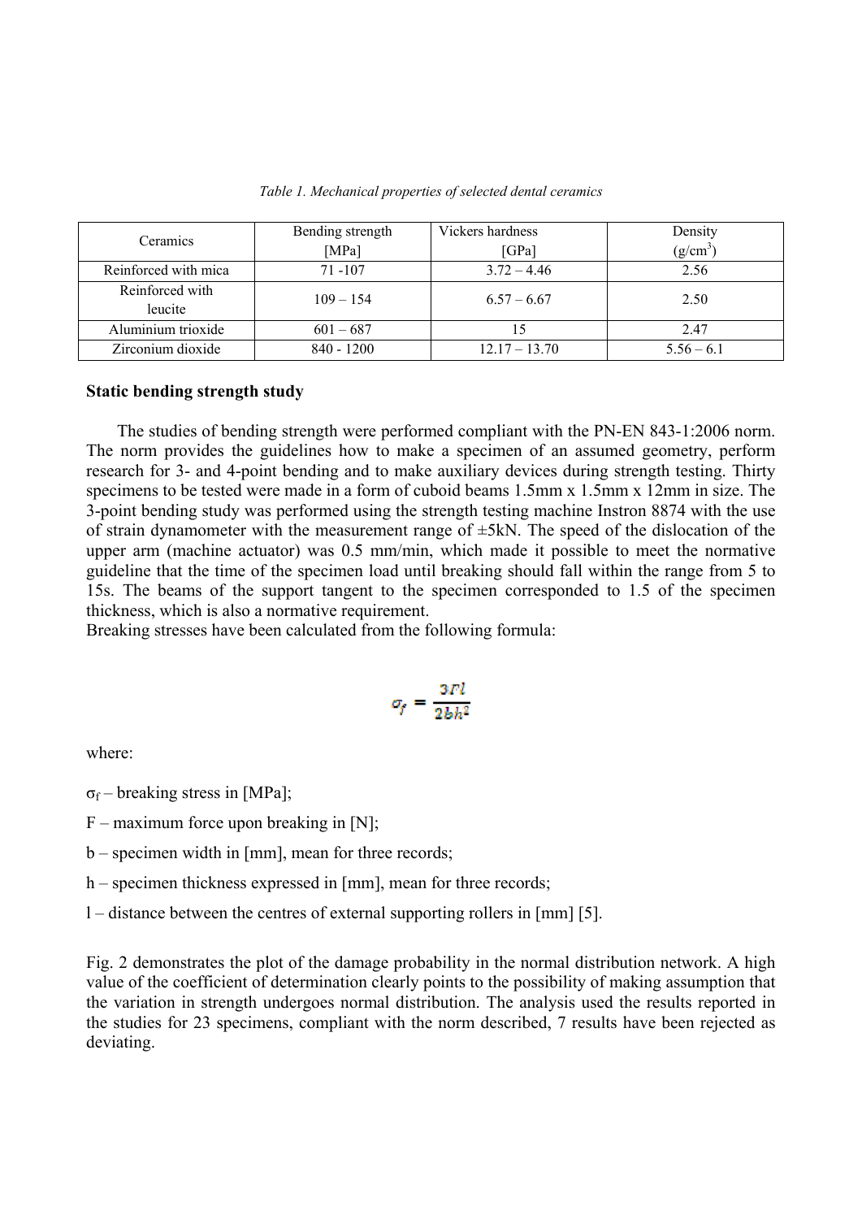*Table 1. Mechanical properties of selected dental ceramics*

| Ceramics | Bending strength [MPa] | Vickers hardness [GPa] | Density (g/cm$^3$) |
| --- | --- | --- | --- |
| Reinforced with mica | 71 -107 | 3.72 – 4.46 | 2.56 |
| Reinforced with leucite | 109 – 154 | 6.57 – 6.67 | 2.50 |
| Aluminium trioxide | 601 – 687 | 15 | 2.47 |
| Zirconium dioxide | 840 - 1200 | 12.17 – 13.70 | 5.56 – 6.1 |

**Static bending strength study**

The studies of bending strength were performed compliant with the PN-EN 843-1:2006 norm. The norm provides the guidelines how to make a specimen of an assumed geometry, perform research for 3- and 4-point bending and to make auxiliary devices during strength testing. Thirty specimens to be tested were made in a form of cuboid beams 1.5mm x 1.5mm x 12mm in size. The 3-point bending study was performed using the strength testing machine Instron 8874 with the use of strain dynamometer with the measurement range of ±5kN. The speed of the dislocation of the upper arm (machine actuator) was 0.5 mm/min, which made it possible to meet the normative guideline that the time of the specimen load until breaking should fall within the range from 5 to 15s. The beams of the support tangent to the specimen corresponded to 1.5 of the specimen thickness, which is also a normative requirement.
Breaking stresses have been calculated from the following formula:

$$\sigma_f = \frac{3Fl}{2bh^2}$$

where:

$\sigma_f$ – breaking stress in [MPa];

F – maximum force upon breaking in [N];

b – specimen width in [mm], mean for three records;

h – specimen thickness expressed in [mm], mean for three records;

l – distance between the centres of external supporting rollers in [mm] [5].

Fig. 2 demonstrates the plot of the damage probability in the normal distribution network. A high value of the coefficient of determination clearly points to the possibility of making assumption that the variation in strength undergoes normal distribution. The analysis used the results reported in the studies for 23 specimens, compliant with the norm described, 7 results have been rejected as deviating.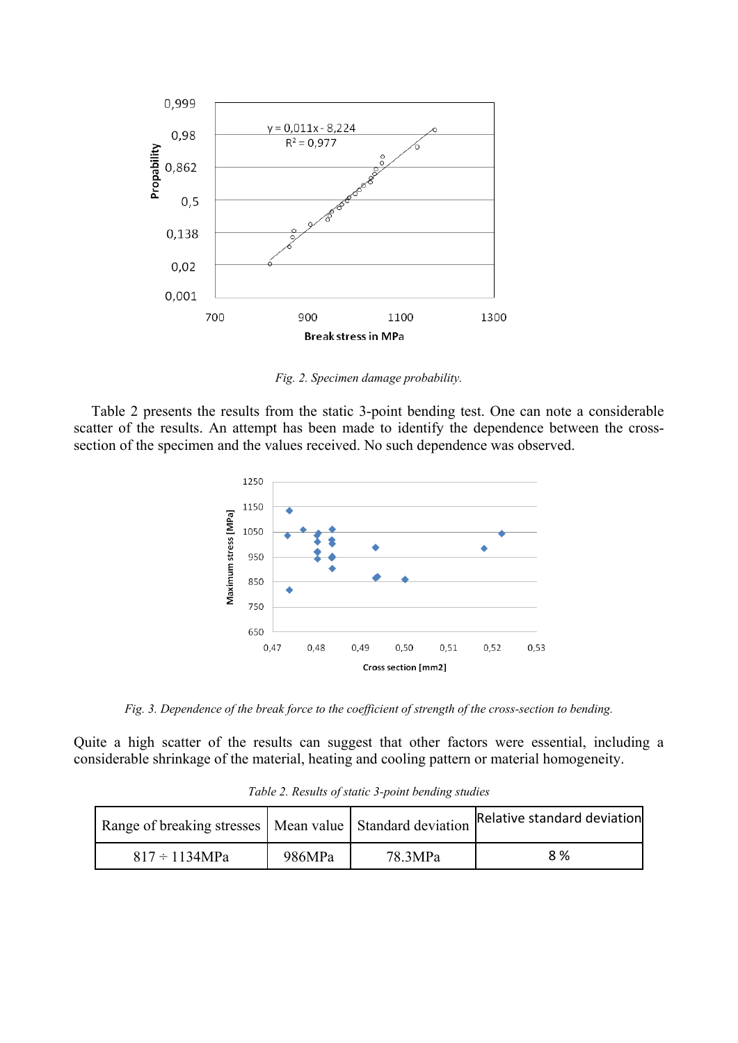*Fig. 2. Specimen damage probability.*

Table 2 presents the results from the static 3-point bending test. One can note a considerable scatter of the results. An attempt has been made to identify the dependence between the cross-section of the specimen and the values received. No such dependence was observed.

*Fig. 3. Dependence of the break force to the coefficient of strength of the cross-section to bending.*

Quite a high scatter of the results can suggest that other factors were essential, including a considerable shrinkage of the material, heating and cooling pattern or material homogeneity.

*Table 2. Results of static 3-point bending studies*

| Range of breaking stresses | Mean value | Standard deviation | Relative standard deviation |
|---|---|---|---|
| 817 ÷ 1134MPa | 986MPa | 78.3MPa | 8 % |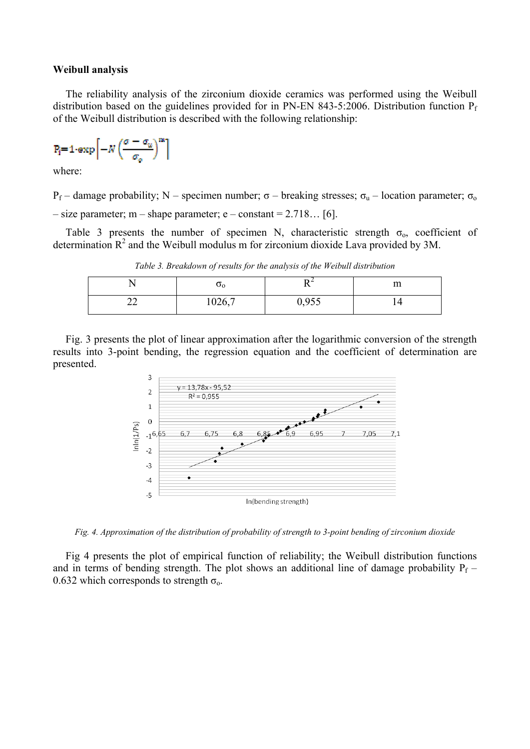**Weibull analysis**

The reliability analysis of the zirconium dioxide ceramics was performed using the Weibull distribution based on the guidelines provided for in PN-EN 843-5:2006. Distribution function $P_f$ of the Weibull distribution is described with the following relationship:

$$P_f = 1 \cdot \exp\left[-N\left(\frac{\sigma - \sigma_u}{\sigma_o}\right)^m\right]$$

where:

$P_f$ – damage probability; N – specimen number; $\sigma$ – breaking stresses; $\sigma_u$ – location parameter; $\sigma_o$ – size parameter; m – shape parameter; e – constant = 2.718… [6].

Table 3 presents the number of specimen N, characteristic strength $\sigma_o$, coefficient of determination $R^2$ and the Weibull modulus m for zirconium dioxide Lava provided by 3M.

*Table 3. Breakdown of results for the analysis of the Weibull distribution*

| N | $\sigma_o$ | $R^2$ | m |
|---|---|---|---|
| 22 | 1026,7 | 0,955 | 14 |

Fig. 3 presents the plot of linear approximation after the logarithmic conversion of the strength results into 3-point bending, the regression equation and the coefficient of determination are presented.

*Fig. 4. Approximation of the distribution of probability of strength to 3-point bending of zirconium dioxide*

Fig 4 presents the plot of empirical function of reliability; the Weibull distribution functions and in terms of bending strength. The plot shows an additional line of damage probability $P_f$ – 0.632 which corresponds to strength $\sigma_o$.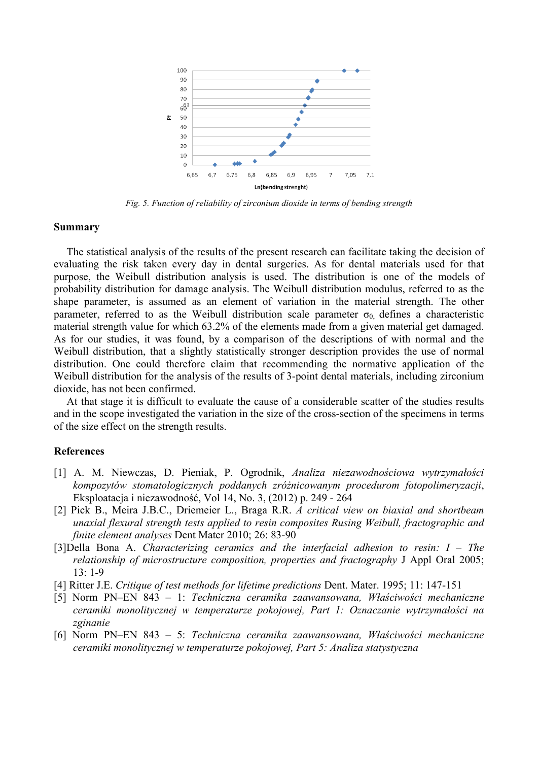100
90
80
70
63
60
50
40
30
20
10
0

Pf

6,65 6,7 6,75 6,8 6,85 6,9 6,95 7 7,05 7,1

Ln(bending strenght)

*Fig. 5. Function of reliability of zirconium dioxide in terms of bending strength*

### Summary

The statistical analysis of the results of the present research can facilitate taking the decision of evaluating the risk taken every day in dental surgeries. As for dental materials used for that purpose, the Weibull distribution analysis is used. The distribution is one of the models of probability distribution for damage analysis. The Weibull distribution modulus, referred to as the shape parameter, is assumed as an element of variation in the material strength. The other parameter, referred to as the Weibull distribution scale parameter $\sigma_{0,}$ defines a characteristic material strength value for which 63.2% of the elements made from a given material get damaged. As for our studies, it was found, by a comparison of the descriptions of with normal and the Weibull distribution, that a slightly statistically stronger description provides the use of normal distribution. One could therefore claim that recommending the normative application of the Weibull distribution for the analysis of the results of 3-point dental materials, including zirconium dioxide, has not been confirmed.

At that stage it is difficult to evaluate the cause of a considerable scatter of the studies results and in the scope investigated the variation in the size of the cross-section of the specimens in terms of the size effect on the strength results.

### References

[1] A. M. Niewczas, D. Pieniak, P. Ogrodnik, *Analiza niezawodnościowa wytrzymałości kompozytów stomatologicznych poddanych zróżnicowanym procedurom fotopolimeryzacji*, Eksploatacja i niezawodność, Vol 14, No. 3, (2012) p. 249 - 264

[2] Pick B., Meira J.B.C., Driemeier L., Braga R.R. *A critical view on biaxial and shortbeam unaxial flexural strength tests applied to resin composites Rusing Weibull, fractographic and finite element analyses* Dent Mater 2010; 26: 83-90

[3]Della Bona A. *Characterizing ceramics and the interfacial adhesion to resin: I – The relationship of microstructure composition, properties and fractography* J Appl Oral 2005; 13: 1-9

[4] Ritter J.E. *Critique of test methods for lifetime predictions* Dent. Mater. 1995; 11: 147-151

[5] Norm PN–EN 843 – 1: *Techniczna ceramika zaawansowana, Właściwości mechaniczne ceramiki monolitycznej w temperaturze pokojowej, Part 1: Oznaczanie wytrzymałości na zginanie*

[6] Norm PN–EN 843 – 5: *Techniczna ceramika zaawansowana, Właściwości mechaniczne ceramiki monolitycznej w temperaturze pokojowej, Part 5: Analiza statystyczna*